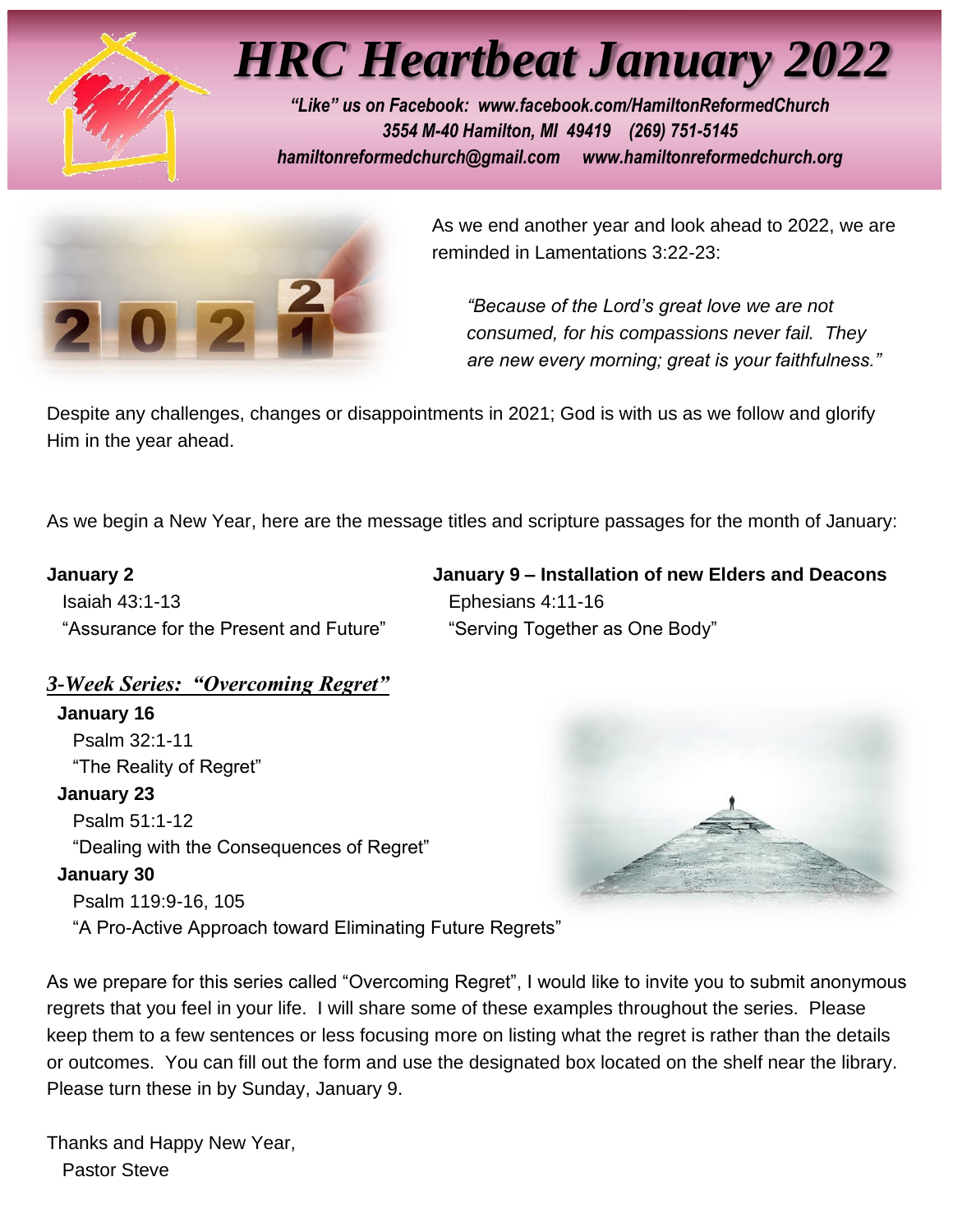# HRC Heartbeat January 2022

*"Like" us on Facebook: www.facebook.com/HamiltonReformedChurch*
*3554 M-40 Hamilton, MI 49419 (269) 751-5145*
*hamiltonreformedchurch@gmail.com www.hamiltonreformedchurch.org*

As we end another year and look ahead to 2022, we are reminded in Lamentations 3:22-23:

> *"Because of the Lord's great love we are not consumed, for his compassions never fail. They are new every morning; great is your faithfulness."*

Despite any challenges, changes or disappointments in 2021; God is with us as we follow and glorify Him in the year ahead.

As we begin a New Year, here are the message titles and scripture passages for the month of January:

**January 2**
Isaiah 43:1-13
"Assurance for the Present and Future"

**January 9 – Installation of new Elders and Deacons**
Ephesians 4:11-16
"Serving Together as One Body"

***3-Week Series: "Overcoming Regret"***

**January 16**
Psalm 32:1-11
"The Reality of Regret"

**January 23**
Psalm 51:1-12
"Dealing with the Consequences of Regret"

**January 30**
Psalm 119:9-16, 105
"A Pro-Active Approach toward Eliminating Future Regrets"

As we prepare for this series called "Overcoming Regret", I would like to invite you to submit anonymous regrets that you feel in your life. I will share some of these examples throughout the series. Please keep them to a few sentences or less focusing more on listing what the regret is rather than the details or outcomes. You can fill out the form and use the designated box located on the shelf near the library. Please turn these in by Sunday, January 9.

Thanks and Happy New Year,
Pastor Steve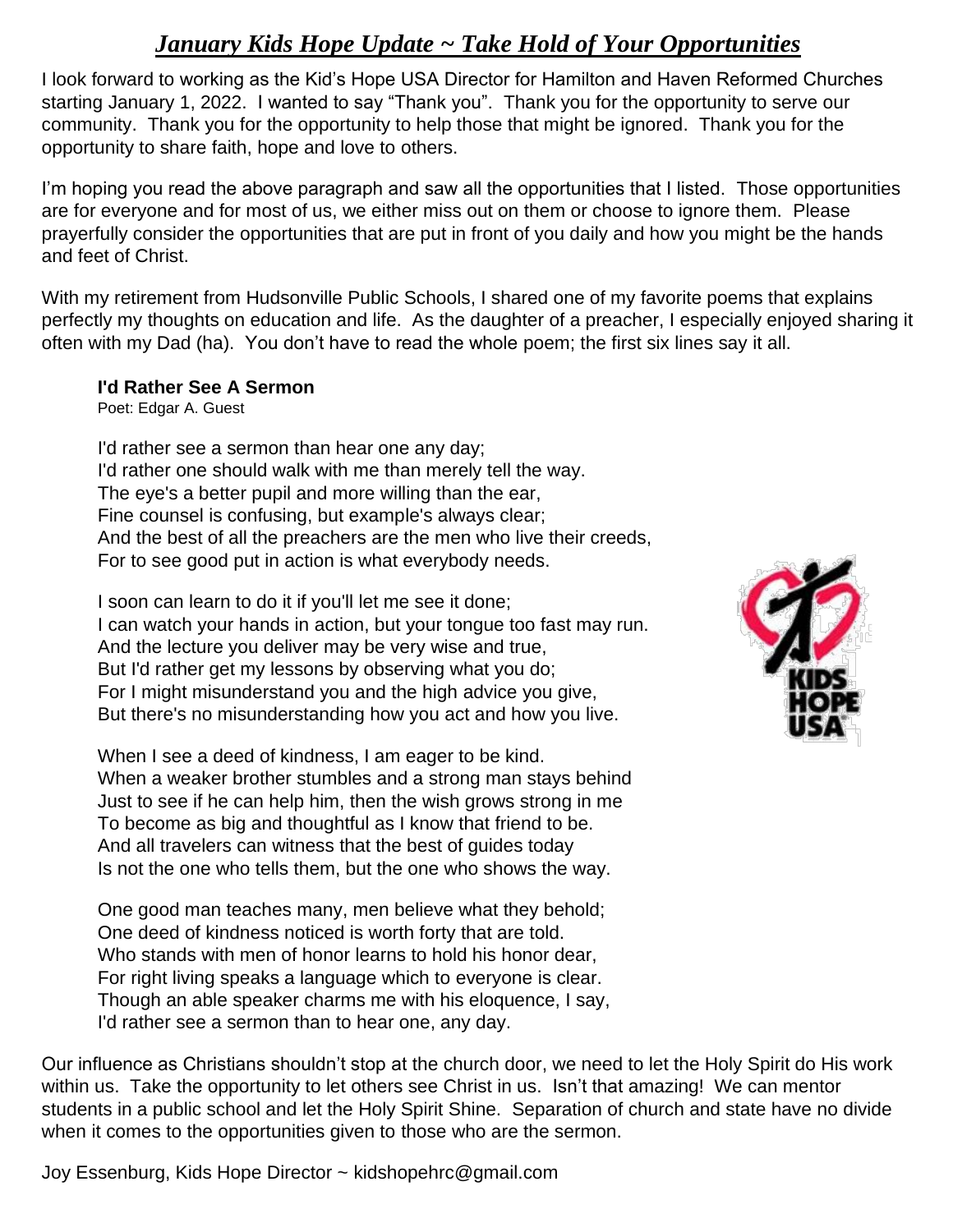# *January Kids Hope Update ~ Take Hold of Your Opportunities*

I look forward to working as the Kid's Hope USA Director for Hamilton and Haven Reformed Churches starting January 1, 2022. I wanted to say "Thank you". Thank you for the opportunity to serve our community. Thank you for the opportunity to help those that might be ignored. Thank you for the opportunity to share faith, hope and love to others.

I'm hoping you read the above paragraph and saw all the opportunities that I listed. Those opportunities are for everyone and for most of us, we either miss out on them or choose to ignore them. Please prayerfully consider the opportunities that are put in front of you daily and how you might be the hands and feet of Christ.

With my retirement from Hudsonville Public Schools, I shared one of my favorite poems that explains perfectly my thoughts on education and life. As the daughter of a preacher, I especially enjoyed sharing it often with my Dad (ha). You don't have to read the whole poem; the first six lines say it all.

**I'd Rather See A Sermon**
Poet: Edgar A. Guest

I'd rather see a sermon than hear one any day;
I'd rather one should walk with me than merely tell the way.
The eye's a better pupil and more willing than the ear,
Fine counsel is confusing, but example's always clear;
And the best of all the preachers are the men who live their creeds,
For to see good put in action is what everybody needs.

I soon can learn to do it if you'll let me see it done;
I can watch your hands in action, but your tongue too fast may run.
And the lecture you deliver may be very wise and true,
But I'd rather get my lessons by observing what you do;
For I might misunderstand you and the high advice you give,
But there's no misunderstanding how you act and how you live.

When I see a deed of kindness, I am eager to be kind.
When a weaker brother stumbles and a strong man stays behind
Just to see if he can help him, then the wish grows strong in me
To become as big and thoughtful as I know that friend to be.
And all travelers can witness that the best of guides today
Is not the one who tells them, but the one who shows the way.

One good man teaches many, men believe what they behold;
One deed of kindness noticed is worth forty that are told.
Who stands with men of honor learns to hold his honor dear,
For right living speaks a language which to everyone is clear.
Though an able speaker charms me with his eloquence, I say,
I'd rather see a sermon than to hear one, any day.

Our influence as Christians shouldn't stop at the church door, we need to let the Holy Spirit do His work within us. Take the opportunity to let others see Christ in us. Isn't that amazing! We can mentor students in a public school and let the Holy Spirit Shine. Separation of church and state have no divide when it comes to the opportunities given to those who are the sermon.

Joy Essenburg, Kids Hope Director ~ kidshopehrc@gmail.com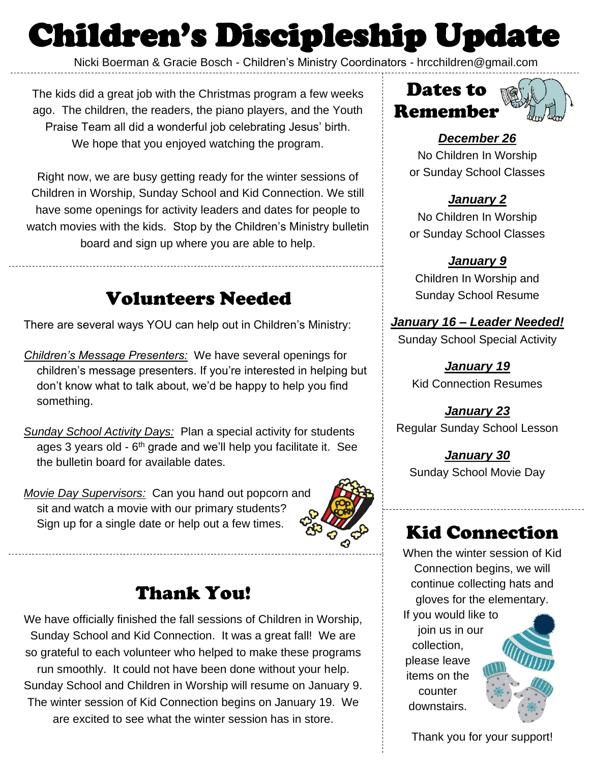# Children's Discipleship Update

Nicki Boerman & Gracie Bosch - Children's Ministry Coordinators - hrcchildren@gmail.com

The kids did a great job with the Christmas program a few weeks ago. The children, the readers, the piano players, and the Youth Praise Team all did a wonderful job celebrating Jesus' birth. We hope that you enjoyed watching the program.

Right now, we are busy getting ready for the winter sessions of Children in Worship, Sunday School and Kid Connection. We still have some openings for activity leaders and dates for people to watch movies with the kids. Stop by the Children's Ministry bulletin board and sign up where you are able to help.

## Volunteers Needed

There are several ways YOU can help out in Children's Ministry:

*Children's Message Presenters:* We have several openings for children's message presenters. If you're interested in helping but don't know what to talk about, we'd be happy to help you find something.

*Sunday School Activity Days:* Plan a special activity for students ages 3 years old - 6th grade and we'll help you facilitate it. See the bulletin board for available dates.

*Movie Day Supervisors:* Can you hand out popcorn and sit and watch a movie with our primary students? Sign up for a single date or help out a few times.

## Thank You!

We have officially finished the fall sessions of Children in Worship, Sunday School and Kid Connection. It was a great fall! We are so grateful to each volunteer who helped to make these programs run smoothly. It could not have been done without your help. Sunday School and Children in Worship will resume on January 9. The winter session of Kid Connection begins on January 19. We are excited to see what the winter session has in store.

## Dates to Remember

***December 26***
No Children In Worship or Sunday School Classes

***January 2***
No Children In Worship or Sunday School Classes

***January 9***
Children In Worship and Sunday School Resume

***January 16 – Leader Needed!***
Sunday School Special Activity

***January 19***
Kid Connection Resumes

***January 23***
Regular Sunday School Lesson

***January 30***
Sunday School Movie Day

## Kid Connection

When the winter session of Kid Connection begins, we will continue collecting hats and gloves for the elementary. If you would like to join us in our collection, please leave items on the counter downstairs.

Thank you for your support!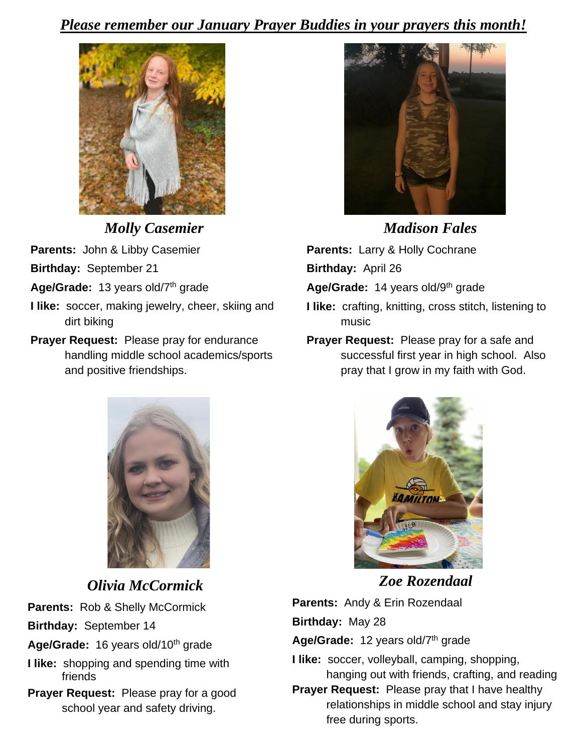***Please remember our January Prayer Buddies in your prayers this month!***

### *Molly Casemier*

**Parents:** John & Libby Casemier

**Birthday:** September 21

**Age/Grade:** 13 years old/7th grade

**I like:** soccer, making jewelry, cheer, skiing and dirt biking

**Prayer Request:** Please pray for endurance handling middle school academics/sports and positive friendships.

### *Madison Fales*

**Parents:** Larry & Holly Cochrane

**Birthday:** April 26

**Age/Grade:** 14 years old/9th grade

**I like:** crafting, knitting, cross stitch, listening to music

**Prayer Request:** Please pray for a safe and successful first year in high school. Also pray that I grow in my faith with God.

### *Olivia McCormick*

**Parents:** Rob & Shelly McCormick

**Birthday:** September 14

**Age/Grade:** 16 years old/10th grade

**I like:** shopping and spending time with friends

**Prayer Request:** Please pray for a good school year and safety driving.

### *Zoe Rozendaal*

**Parents:** Andy & Erin Rozendaal

**Birthday:** May 28

**Age/Grade:** 12 years old/7th grade

**I like:** soccer, volleyball, camping, shopping, hanging out with friends, crafting, and reading

**Prayer Request:** Please pray that I have healthy relationships in middle school and stay injury free during sports.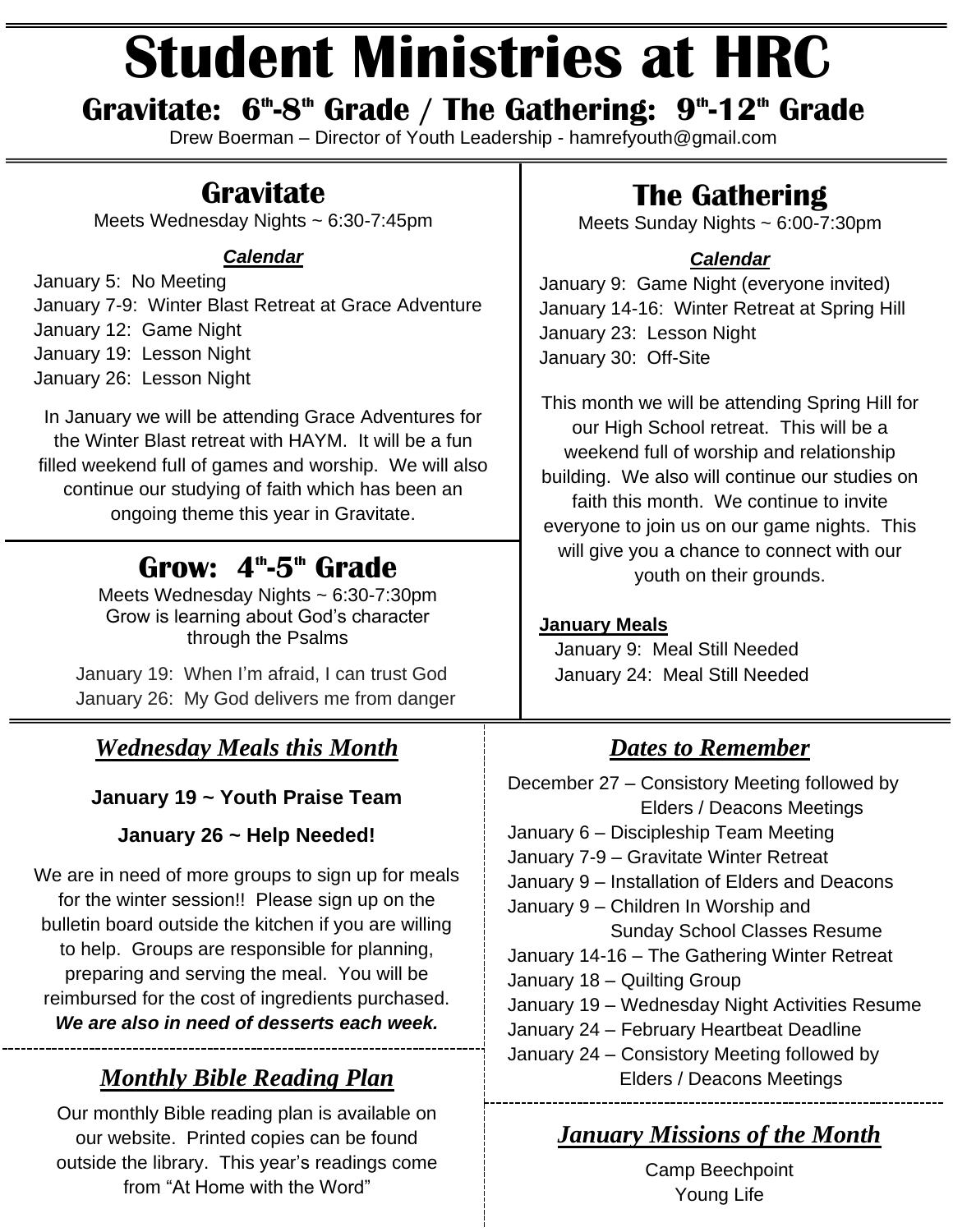# Student Ministries at HRC

## Gravitate: 6th-8th Grade / The Gathering: 9th-12th Grade

Drew Boerman – Director of Youth Leadership - hamrefyouth@gmail.com

## Gravitate

Meets Wednesday Nights ~ 6:30-7:45pm

***Calendar***

January 5: No Meeting
January 7-9: Winter Blast Retreat at Grace Adventure
January 12: Game Night
January 19: Lesson Night
January 26: Lesson Night

In January we will be attending Grace Adventures for the Winter Blast retreat with HAYM. It will be a fun filled weekend full of games and worship. We will also continue our studying of faith which has been an ongoing theme this year in Gravitate.

## Grow: 4th-5th Grade

Meets Wednesday Nights ~ 6:30-7:30pm
Grow is learning about God's character through the Psalms

January 19: When I'm afraid, I can trust God
January 26: My God delivers me from danger

## The Gathering

Meets Sunday Nights ~ 6:00-7:30pm

***Calendar***

January 9: Game Night (everyone invited)
January 14-16: Winter Retreat at Spring Hill
January 23: Lesson Night
January 30: Off-Site

This month we will be attending Spring Hill for our High School retreat. This will be a weekend full of worship and relationship building. We also will continue our studies on faith this month. We continue to invite everyone to join us on our game nights. This will give you a chance to connect with our youth on their grounds.

**January Meals**

January 9: Meal Still Needed
January 24: Meal Still Needed

## *Wednesday Meals this Month*

**January 19 ~ Youth Praise Team**

**January 26 ~ Help Needed!**

We are in need of more groups to sign up for meals for the winter session!! Please sign up on the bulletin board outside the kitchen if you are willing to help. Groups are responsible for planning, preparing and serving the meal. You will be reimbursed for the cost of ingredients purchased. ***We are also in need of desserts each week.***

## *Monthly Bible Reading Plan*

Our monthly Bible reading plan is available on our website. Printed copies can be found outside the library. This year's readings come from "At Home with the Word"

## *Dates to Remember*

December 27 – Consistory Meeting followed by Elders / Deacons Meetings
January 6 – Discipleship Team Meeting
January 7-9 – Gravitate Winter Retreat
January 9 – Installation of Elders and Deacons
January 9 – Children In Worship and Sunday School Classes Resume
January 14-16 – The Gathering Winter Retreat
January 18 – Quilting Group
January 19 – Wednesday Night Activities Resume
January 24 – February Heartbeat Deadline
January 24 – Consistory Meeting followed by Elders / Deacons Meetings

## *January Missions of the Month*

Camp Beechpoint
Young Life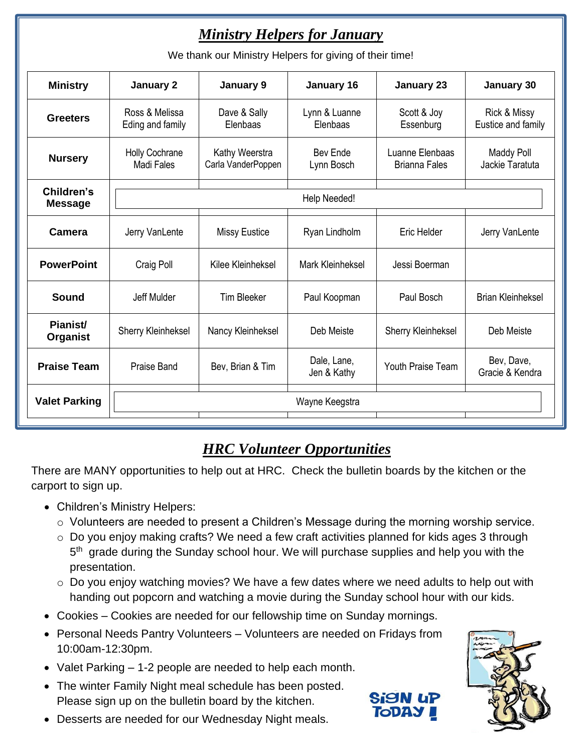## *Ministry Helpers for January*

We thank our Ministry Helpers for giving of their time!

| Ministry | January 2 | January 9 | January 16 | January 23 | January 30 |
|---|---|---|---|---|---|
| **Greeters** | Ross & Melissa Eding and family | Dave & Sally Elenbaas | Lynn & Luanne Elenbaas | Scott & Joy Essenburg | Rick & Missy Eustice and family |
| **Nursery** | Holly Cochrane Madi Fales | Kathy Weerstra Carla VanderPoppen | Bev Ende Lynn Bosch | Luanne Elenbaas Brianna Fales | Maddy Poll Jackie Taratuta |
| **Children's Message** | Help Needed! | | | | |
| **Camera** | Jerry VanLente | Missy Eustice | Ryan Lindholm | Eric Helder | Jerry VanLente |
| **PowerPoint** | Craig Poll | Kilee Kleinheksel | Mark Kleinheksel | Jessi Boerman | |
| **Sound** | Jeff Mulder | Tim Bleeker | Paul Koopman | Paul Bosch | Brian Kleinheksel |
| **Pianist/ Organist** | Sherry Kleinheksel | Nancy Kleinheksel | Deb Meiste | Sherry Kleinheksel | Deb Meiste |
| **Praise Team** | Praise Band | Bev, Brian & Tim | Dale, Lane, Jen & Kathy | Youth Praise Team | Bev, Dave, Gracie & Kendra |
| **Valet Parking** | Wayne Keegstra | | | | |

## *HRC Volunteer Opportunities*

There are MANY opportunities to help out at HRC. Check the bulletin boards by the kitchen or the carport to sign up.

- Children's Ministry Helpers:
  - Volunteers are needed to present a Children's Message during the morning worship service.
  - Do you enjoy making crafts? We need a few craft activities planned for kids ages 3 through 5th grade during the Sunday school hour. We will purchase supplies and help you with the presentation.
  - Do you enjoy watching movies? We have a few dates where we need adults to help out with handing out popcorn and watching a movie during the Sunday school hour with our kids.
- Cookies – Cookies are needed for our fellowship time on Sunday mornings.
- Personal Needs Pantry Volunteers – Volunteers are needed on Fridays from 10:00am-12:30pm.
- Valet Parking – 1-2 people are needed to help each month.
- The winter Family Night meal schedule has been posted. Please sign up on the bulletin board by the kitchen.
- Desserts are needed for our Wednesday Night meals.

SIGN UP TODAY!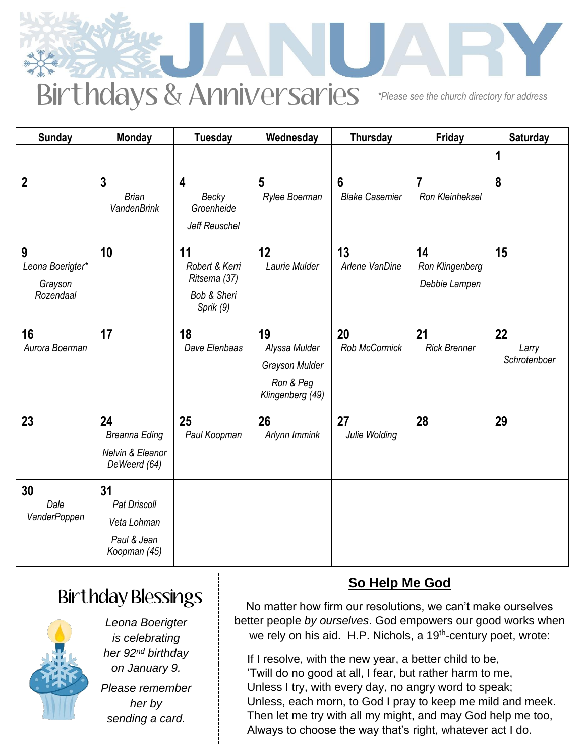# JANUARY

## Birthdays & Anniversaries

*\*Please see the church directory for address*

| Sunday | Monday | Tuesday | Wednesday | Thursday | Friday | Saturday |
|---|---|---|---|---|---|---|
| | | | | | | **1** |
| **2** | **3** *Brian VandenBrink* | **4** *Becky Groenheide* *Jeff Reuschel* | **5** *Rylee Boerman* | **6** *Blake Casemier* | **7** *Ron Kleinheksel* | **8** |
| **9** *Leona Boerigter\** *Grayson Rozendaal* | **10** | **11** *Robert & Kerri Ritsema (37)* *Bob & Sheri Sprik (9)* | **12** *Laurie Mulder* | **13** *Arlene VanDine* | **14** *Ron Klingenberg* *Debbie Lampen* | **15** |
| **16** *Aurora Boerman* | **17** | **18** *Dave Elenbaas* | **19** *Alyssa Mulder* *Grayson Mulder* *Ron & Peg Klingenberg (49)* | **20** *Rob McCormick* | **21** *Rick Brenner* | **22** *Larry Schrotenboer* |
| **23** | **24** *Breanna Eding* *Nelvin & Eleanor DeWeerd (64)* | **25** *Paul Koopman* | **26** *Arlynn Immink* | **27** *Julie Wolding* | **28** | **29** |
| **30** *Dale VanderPoppen* | **31** *Pat Driscoll* *Veta Lohman* *Paul & Jean Koopman (45)* | | | | | |

## Birthday Blessings

*Leona Boerigter is celebrating her 92nd birthday on January 9.*

*Please remember her by sending a card.*

## So Help Me God

No matter how firm our resolutions, we can't make ourselves better people *by ourselves*. God empowers our good works when we rely on his aid. H.P. Nichols, a 19th-century poet, wrote:

If I resolve, with the new year, a better child to be,  
'Twill do no good at all, I fear, but rather harm to me,  
Unless I try, with every day, no angry word to speak;  
Unless, each morn, to God I pray to keep me mild and meek.  
Then let me try with all my might, and may God help me too,  
Always to choose the way that's right, whatever act I do.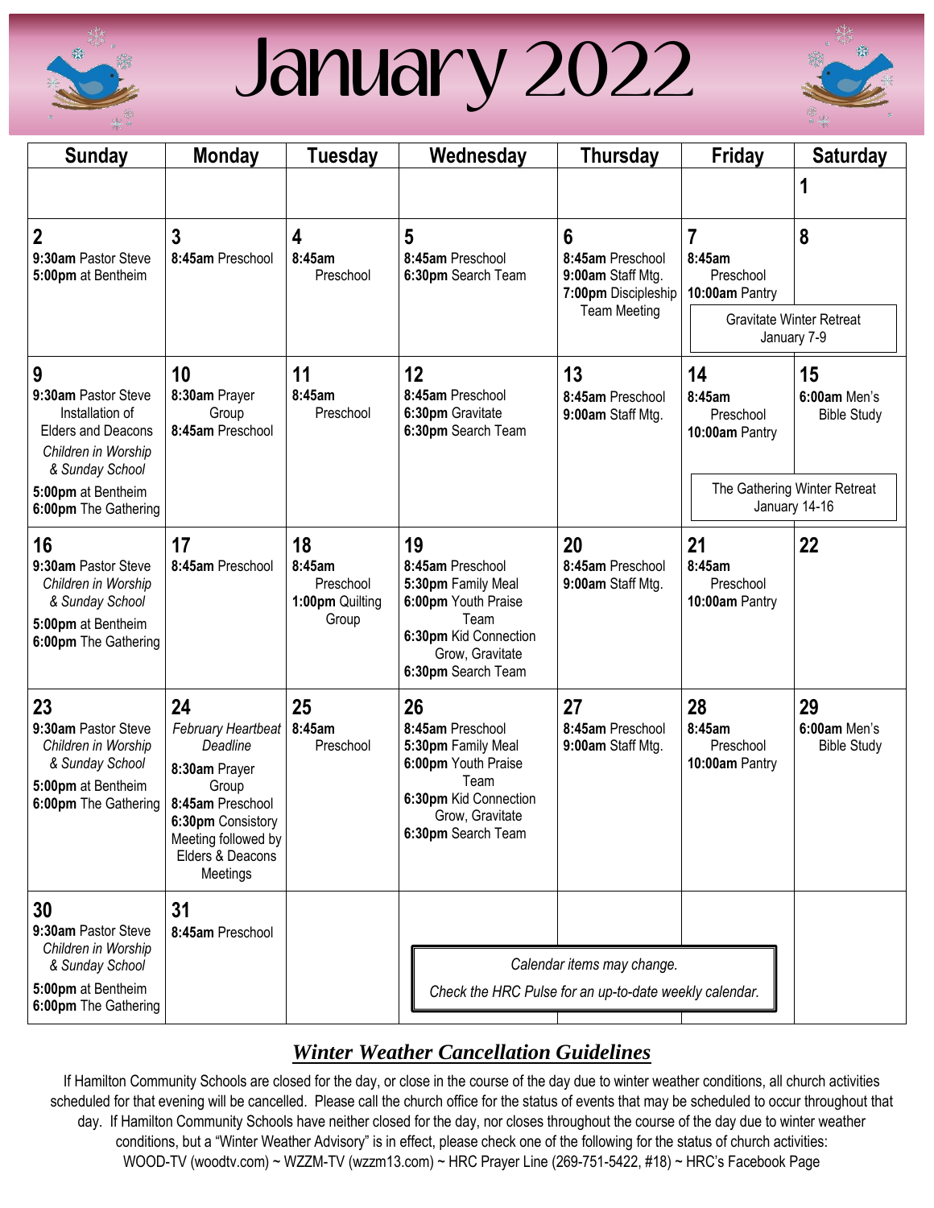# January 2022

| Sunday | Monday | Tuesday | Wednesday | Thursday | Friday | Saturday |
|---|---|---|---|---|---|---|
| | | | | | | **1** |
| **2** **9:30am** Pastor Steve **5:00pm** at Bentheim | **3** **8:45am** Preschool | **4** **8:45am** Preschool | **5** **8:45am** Preschool **6:30pm** Search Team | **6** **8:45am** Preschool **9:00am** Staff Mtg. **7:00pm** Discipleship Team Meeting | **7** **8:45am** Preschool **10:00am** Pantry Gravitate Winter Retreat January 7-9 | **8** |
| **9** **9:30am** Pastor Steve Installation of Elders and Deacons *Children in Worship & Sunday School* **5:00pm** at Bentheim **6:00pm** The Gathering | **10** **8:30am** Prayer Group **8:45am** Preschool | **11** **8:45am** Preschool | **12** **8:45am** Preschool **6:30pm** Gravitate **6:30pm** Search Team | **13** **8:45am** Preschool **9:00am** Staff Mtg. | **14** **8:45am** Preschool **10:00am** Pantry The Gathering Winter Retreat January 14-16 | **15** **6:00am** Men's Bible Study |
| **16** **9:30am** Pastor Steve *Children in Worship & Sunday School* **5:00pm** at Bentheim **6:00pm** The Gathering | **17** **8:45am** Preschool | **18** **8:45am** Preschool **1:00pm** Quilting Group | **19** **8:45am** Preschool **5:30pm** Family Meal **6:00pm** Youth Praise Team **6:30pm** Kid Connection Grow, Gravitate **6:30pm** Search Team | **20** **8:45am** Preschool **9:00am** Staff Mtg. | **21** **8:45am** Preschool **10:00am** Pantry | **22** |
| **23** **9:30am** Pastor Steve *Children in Worship & Sunday School* **5:00pm** at Bentheim **6:00pm** The Gathering | **24** *February Heartbeat Deadline* **8:30am** Prayer Group **8:45am** Preschool **6:30pm** Consistory Meeting followed by Elders & Deacons Meetings | **25** **8:45am** Preschool | **26** **8:45am** Preschool **5:30pm** Family Meal **6:00pm** Youth Praise Team **6:30pm** Kid Connection Grow, Gravitate **6:30pm** Search Team | **27** **8:45am** Preschool **9:00am** Staff Mtg. | **28** **8:45am** Preschool **10:00am** Pantry | **29** **6:00am** Men's Bible Study |
| **30** **9:30am** Pastor Steve *Children in Worship & Sunday School* **5:00pm** at Bentheim **6:00pm** The Gathering | **31** **8:45am** Preschool | | | | | |

*Calendar items may change.*

*Check the HRC Pulse for an up-to-date weekly calendar.*

## ***Winter Weather Cancellation Guidelines***

If Hamilton Community Schools are closed for the day, or close in the course of the day due to winter weather conditions, all church activities scheduled for that evening will be cancelled. Please call the church office for the status of events that may be scheduled to occur throughout that day. If Hamilton Community Schools have neither closed for the day, nor closes throughout the course of the day due to winter weather conditions, but a "Winter Weather Advisory" is in effect, please check one of the following for the status of church activities: WOOD-TV (woodtv.com) ~ WZZM-TV (wzzm13.com) ~ HRC Prayer Line (269-751-5422, #18) ~ HRC's Facebook Page